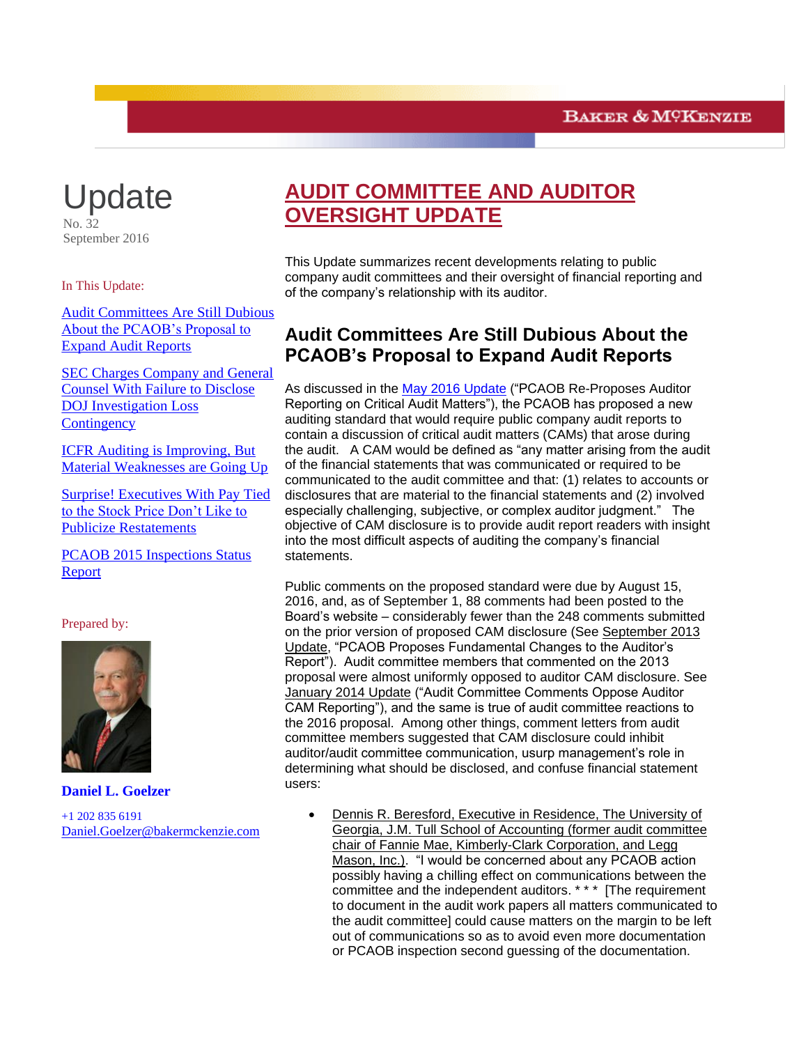BAKER & MCKENZIE

# Update

No. 32
September 2016

In This Update:

Audit Committees Are Still Dubious About the PCAOB's Proposal to Expand Audit Reports

SEC Charges Company and General Counsel With Failure to Disclose DOJ Investigation Loss Contingency

ICFR Auditing is Improving, But Material Weaknesses are Going Up

Surprise! Executives With Pay Tied to the Stock Price Don't Like to Publicize Restatements

PCAOB 2015 Inspections Status Report

Prepared by:

**Daniel L. Goelzer**

+1 202 835 6191
Daniel.Goelzer@bakermckenzie.com

# AUDIT COMMITTEE AND AUDITOR OVERSIGHT UPDATE

This Update summarizes recent developments relating to public company audit committees and their oversight of financial reporting and of the company's relationship with its auditor.

## Audit Committees Are Still Dubious About the PCAOB's Proposal to Expand Audit Reports

As discussed in the May 2016 Update ("PCAOB Re-Proposes Auditor Reporting on Critical Audit Matters"), the PCAOB has proposed a new auditing standard that would require public company audit reports to contain a discussion of critical audit matters (CAMs) that arose during the audit. A CAM would be defined as "any matter arising from the audit of the financial statements that was communicated or required to be communicated to the audit committee and that: (1) relates to accounts or disclosures that are material to the financial statements and (2) involved especially challenging, subjective, or complex auditor judgment." The objective of CAM disclosure is to provide audit report readers with insight into the most difficult aspects of auditing the company's financial statements.

Public comments on the proposed standard were due by August 15, 2016, and, as of September 1, 88 comments had been posted to the Board's website – considerably fewer than the 248 comments submitted on the prior version of proposed CAM disclosure (See September 2013 Update, "PCAOB Proposes Fundamental Changes to the Auditor's Report"). Audit committee members that commented on the 2013 proposal were almost uniformly opposed to auditor CAM disclosure. See January 2014 Update ("Audit Committee Comments Oppose Auditor CAM Reporting"), and the same is true of audit committee reactions to the 2016 proposal. Among other things, comment letters from audit committee members suggested that CAM disclosure could inhibit auditor/audit committee communication, usurp management's role in determining what should be disclosed, and confuse financial statement users:

- Dennis R. Beresford, Executive in Residence, The University of Georgia, J.M. Tull School of Accounting (former audit committee chair of Fannie Mae, Kimberly-Clark Corporation, and Legg Mason, Inc.). "I would be concerned about any PCAOB action possibly having a chilling effect on communications between the committee and the independent auditors. * * * [The requirement to document in the audit work papers all matters communicated to the audit committee] could cause matters on the margin to be left out of communications so as to avoid even more documentation or PCAOB inspection second guessing of the documentation.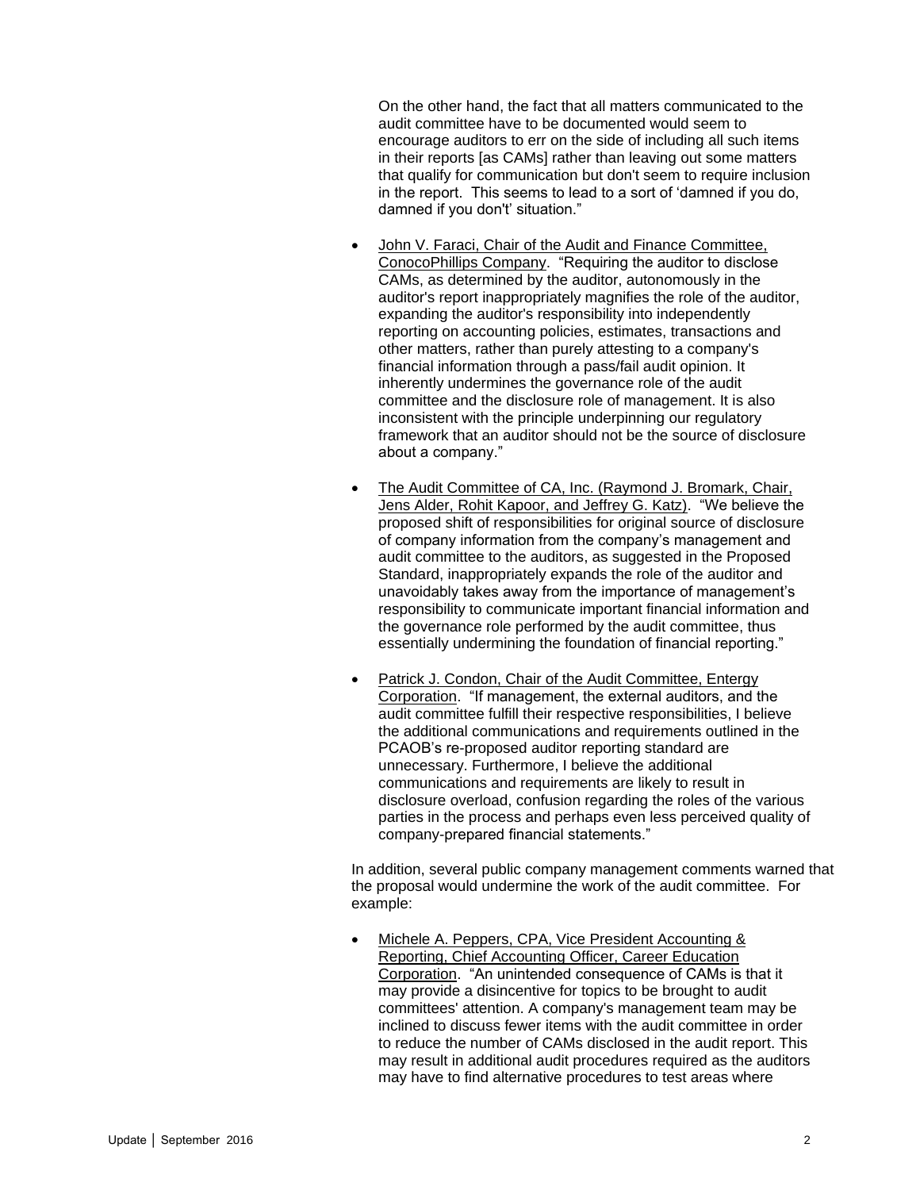On the other hand, the fact that all matters communicated to the audit committee have to be documented would seem to encourage auditors to err on the side of including all such items in their reports [as CAMs] rather than leaving out some matters that qualify for communication but don't seem to require inclusion in the report. This seems to lead to a sort of 'damned if you do, damned if you don't' situation."

- John V. Faraci, Chair of the Audit and Finance Committee, ConocoPhillips Company. "Requiring the auditor to disclose CAMs, as determined by the auditor, autonomously in the auditor's report inappropriately magnifies the role of the auditor, expanding the auditor's responsibility into independently reporting on accounting policies, estimates, transactions and other matters, rather than purely attesting to a company's financial information through a pass/fail audit opinion. It inherently undermines the governance role of the audit committee and the disclosure role of management. It is also inconsistent with the principle underpinning our regulatory framework that an auditor should not be the source of disclosure about a company."

- The Audit Committee of CA, Inc. (Raymond J. Bromark, Chair, Jens Alder, Rohit Kapoor, and Jeffrey G. Katz). "We believe the proposed shift of responsibilities for original source of disclosure of company information from the company's management and audit committee to the auditors, as suggested in the Proposed Standard, inappropriately expands the role of the auditor and unavoidably takes away from the importance of management's responsibility to communicate important financial information and the governance role performed by the audit committee, thus essentially undermining the foundation of financial reporting."

- Patrick J. Condon, Chair of the Audit Committee, Entergy Corporation. "If management, the external auditors, and the audit committee fulfill their respective responsibilities, I believe the additional communications and requirements outlined in the PCAOB's re-proposed auditor reporting standard are unnecessary. Furthermore, I believe the additional communications and requirements are likely to result in disclosure overload, confusion regarding the roles of the various parties in the process and perhaps even less perceived quality of company-prepared financial statements."

In addition, several public company management comments warned that the proposal would undermine the work of the audit committee. For example:

- Michele A. Peppers, CPA, Vice President Accounting & Reporting, Chief Accounting Officer, Career Education Corporation. "An unintended consequence of CAMs is that it may provide a disincentive for topics to be brought to audit committees' attention. A company's management team may be inclined to discuss fewer items with the audit committee in order to reduce the number of CAMs disclosed in the audit report. This may result in additional audit procedures required as the auditors may have to find alternative procedures to test areas where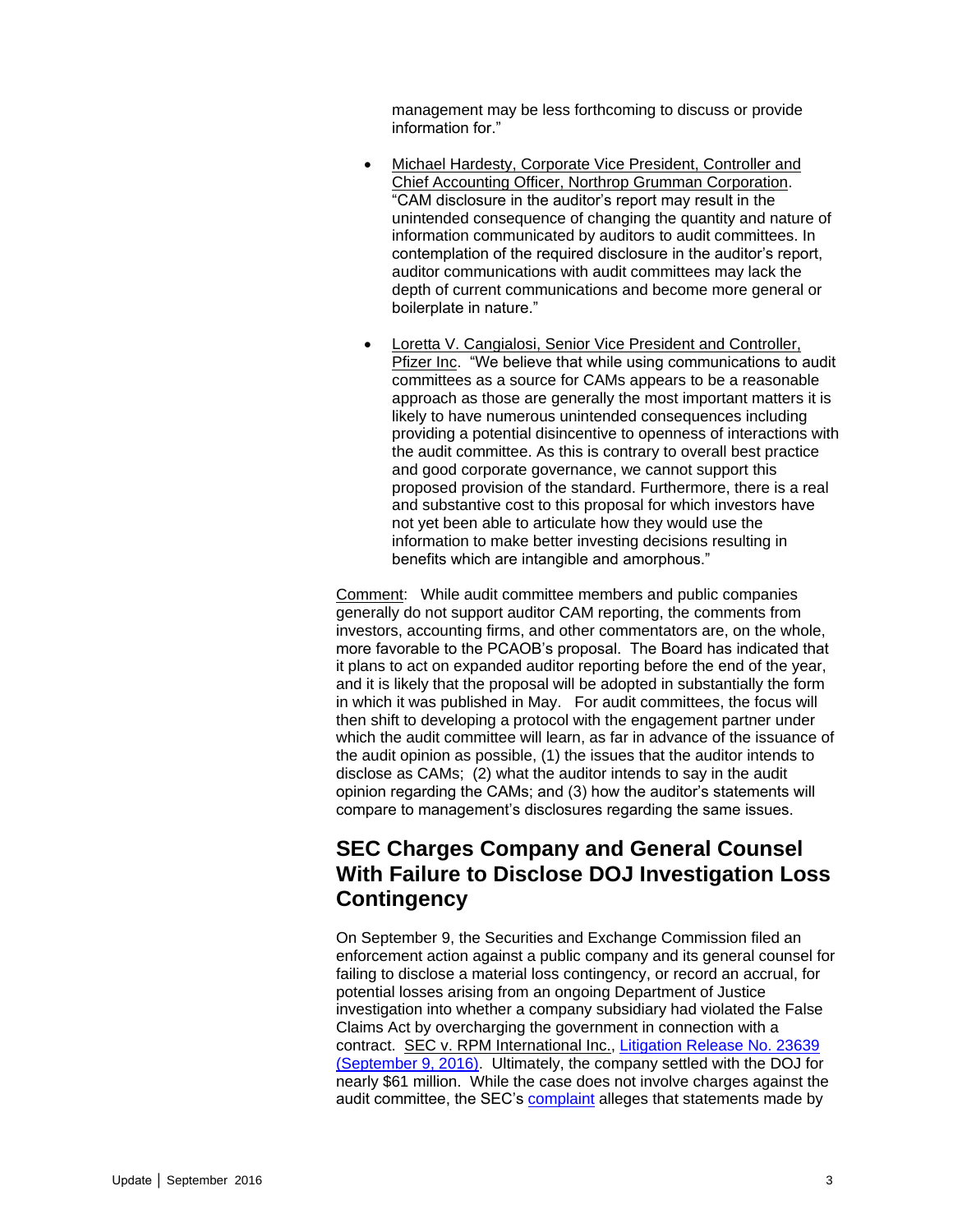management may be less forthcoming to discuss or provide information for."

- Michael Hardesty, Corporate Vice President, Controller and Chief Accounting Officer, Northrop Grumman Corporation. "CAM disclosure in the auditor's report may result in the unintended consequence of changing the quantity and nature of information communicated by auditors to audit committees. In contemplation of the required disclosure in the auditor's report, auditor communications with audit committees may lack the depth of current communications and become more general or boilerplate in nature."

- Loretta V. Cangialosi, Senior Vice President and Controller, Pfizer Inc. "We believe that while using communications to audit committees as a source for CAMs appears to be a reasonable approach as those are generally the most important matters it is likely to have numerous unintended consequences including providing a potential disincentive to openness of interactions with the audit committee. As this is contrary to overall best practice and good corporate governance, we cannot support this proposed provision of the standard. Furthermore, there is a real and substantive cost to this proposal for which investors have not yet been able to articulate how they would use the information to make better investing decisions resulting in benefits which are intangible and amorphous."

Comment: While audit committee members and public companies generally do not support auditor CAM reporting, the comments from investors, accounting firms, and other commentators are, on the whole, more favorable to the PCAOB's proposal. The Board has indicated that it plans to act on expanded auditor reporting before the end of the year, and it is likely that the proposal will be adopted in substantially the form in which it was published in May. For audit committees, the focus will then shift to developing a protocol with the engagement partner under which the audit committee will learn, as far in advance of the issuance of the audit opinion as possible, (1) the issues that the auditor intends to disclose as CAMs; (2) what the auditor intends to say in the audit opinion regarding the CAMs; and (3) how the auditor's statements will compare to management's disclosures regarding the same issues.

## SEC Charges Company and General Counsel With Failure to Disclose DOJ Investigation Loss Contingency

On September 9, the Securities and Exchange Commission filed an enforcement action against a public company and its general counsel for failing to disclose a material loss contingency, or record an accrual, for potential losses arising from an ongoing Department of Justice investigation into whether a company subsidiary had violated the False Claims Act by overcharging the government in connection with a contract. SEC v. RPM International Inc., Litigation Release No. 23639 (September 9, 2016). Ultimately, the company settled with the DOJ for nearly $61 million. While the case does not involve charges against the audit committee, the SEC's complaint alleges that statements made by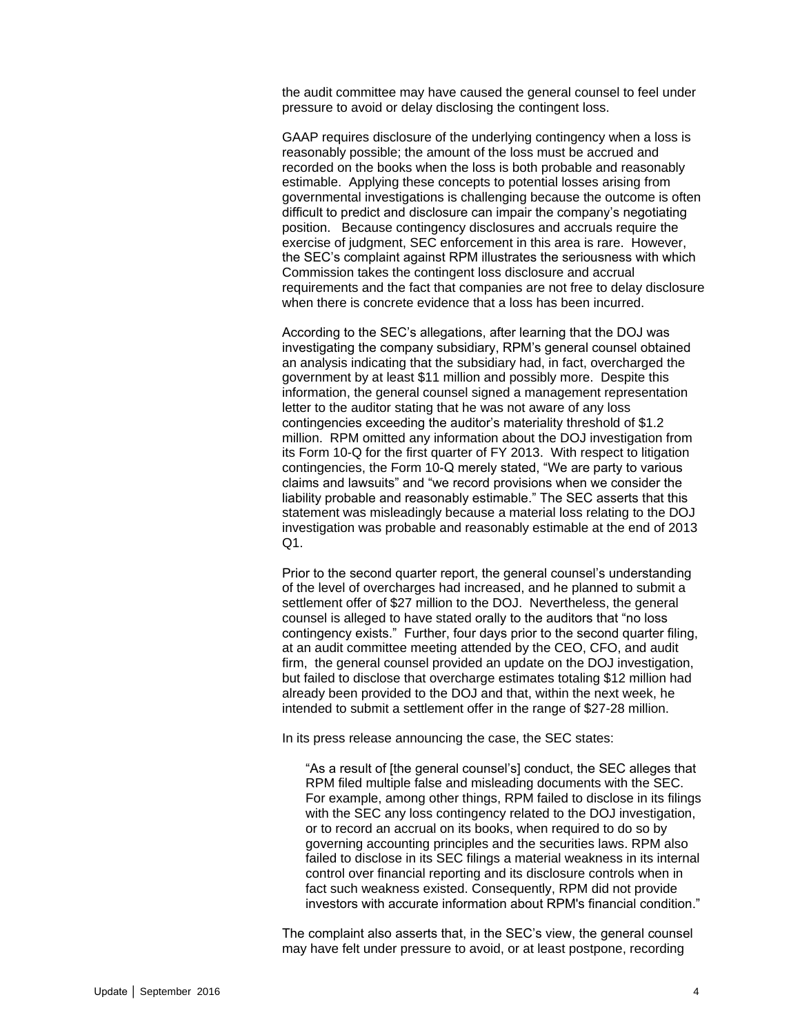the audit committee may have caused the general counsel to feel under pressure to avoid or delay disclosing the contingent loss.

GAAP requires disclosure of the underlying contingency when a loss is reasonably possible; the amount of the loss must be accrued and recorded on the books when the loss is both probable and reasonably estimable. Applying these concepts to potential losses arising from governmental investigations is challenging because the outcome is often difficult to predict and disclosure can impair the company's negotiating position. Because contingency disclosures and accruals require the exercise of judgment, SEC enforcement in this area is rare. However, the SEC's complaint against RPM illustrates the seriousness with which Commission takes the contingent loss disclosure and accrual requirements and the fact that companies are not free to delay disclosure when there is concrete evidence that a loss has been incurred.

According to the SEC's allegations, after learning that the DOJ was investigating the company subsidiary, RPM's general counsel obtained an analysis indicating that the subsidiary had, in fact, overcharged the government by at least $11 million and possibly more. Despite this information, the general counsel signed a management representation letter to the auditor stating that he was not aware of any loss contingencies exceeding the auditor's materiality threshold of $1.2 million. RPM omitted any information about the DOJ investigation from its Form 10-Q for the first quarter of FY 2013. With respect to litigation contingencies, the Form 10-Q merely stated, "We are party to various claims and lawsuits" and "we record provisions when we consider the liability probable and reasonably estimable." The SEC asserts that this statement was misleadingly because a material loss relating to the DOJ investigation was probable and reasonably estimable at the end of 2013 Q1.

Prior to the second quarter report, the general counsel's understanding of the level of overcharges had increased, and he planned to submit a settlement offer of $27 million to the DOJ. Nevertheless, the general counsel is alleged to have stated orally to the auditors that "no loss contingency exists." Further, four days prior to the second quarter filing, at an audit committee meeting attended by the CEO, CFO, and audit firm, the general counsel provided an update on the DOJ investigation, but failed to disclose that overcharge estimates totaling $12 million had already been provided to the DOJ and that, within the next week, he intended to submit a settlement offer in the range of $27-28 million.

In its press release announcing the case, the SEC states:

> "As a result of [the general counsel's] conduct, the SEC alleges that RPM filed multiple false and misleading documents with the SEC. For example, among other things, RPM failed to disclose in its filings with the SEC any loss contingency related to the DOJ investigation, or to record an accrual on its books, when required to do so by governing accounting principles and the securities laws. RPM also failed to disclose in its SEC filings a material weakness in its internal control over financial reporting and its disclosure controls when in fact such weakness existed. Consequently, RPM did not provide investors with accurate information about RPM's financial condition."

The complaint also asserts that, in the SEC's view, the general counsel may have felt under pressure to avoid, or at least postpone, recording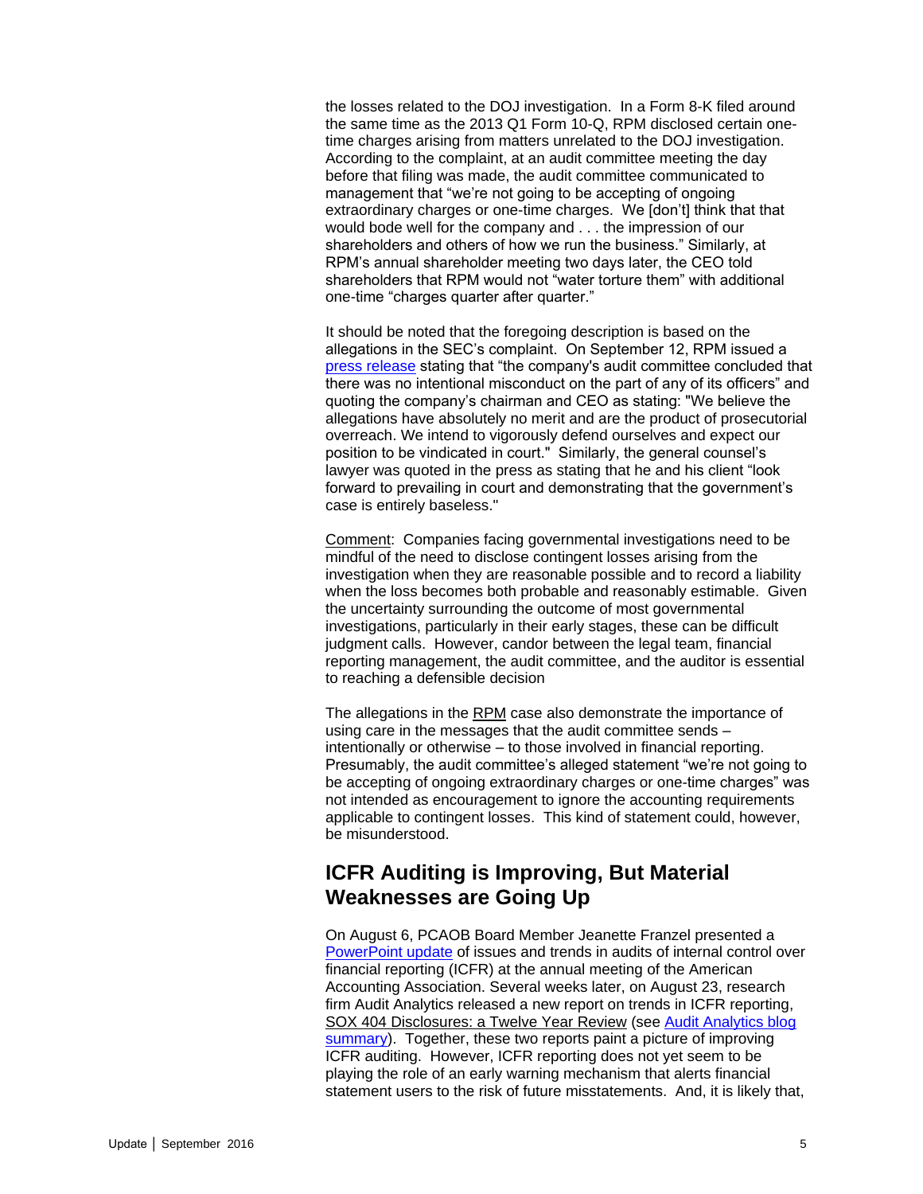the losses related to the DOJ investigation. In a Form 8-K filed around the same time as the 2013 Q1 Form 10-Q, RPM disclosed certain one-time charges arising from matters unrelated to the DOJ investigation. According to the complaint, at an audit committee meeting the day before that filing was made, the audit committee communicated to management that "we're not going to be accepting of ongoing extraordinary charges or one-time charges. We [don't] think that that would bode well for the company and . . . the impression of our shareholders and others of how we run the business." Similarly, at RPM's annual shareholder meeting two days later, the CEO told shareholders that RPM would not "water torture them" with additional one-time "charges quarter after quarter."

It should be noted that the foregoing description is based on the allegations in the SEC's complaint. On September 12, RPM issued a press release stating that "the company's audit committee concluded that there was no intentional misconduct on the part of any of its officers" and quoting the company's chairman and CEO as stating: "We believe the allegations have absolutely no merit and are the product of prosecutorial overreach. We intend to vigorously defend ourselves and expect our position to be vindicated in court." Similarly, the general counsel's lawyer was quoted in the press as stating that he and his client "look forward to prevailing in court and demonstrating that the government's case is entirely baseless."

Comment: Companies facing governmental investigations need to be mindful of the need to disclose contingent losses arising from the investigation when they are reasonable possible and to record a liability when the loss becomes both probable and reasonably estimable. Given the uncertainty surrounding the outcome of most governmental investigations, particularly in their early stages, these can be difficult judgment calls. However, candor between the legal team, financial reporting management, the audit committee, and the auditor is essential to reaching a defensible decision

The allegations in the RPM case also demonstrate the importance of using care in the messages that the audit committee sends – intentionally or otherwise – to those involved in financial reporting. Presumably, the audit committee's alleged statement "we're not going to be accepting of ongoing extraordinary charges or one-time charges" was not intended as encouragement to ignore the accounting requirements applicable to contingent losses. This kind of statement could, however, be misunderstood.

## ICFR Auditing is Improving, But Material Weaknesses are Going Up

On August 6, PCAOB Board Member Jeanette Franzel presented a PowerPoint update of issues and trends in audits of internal control over financial reporting (ICFR) at the annual meeting of the American Accounting Association. Several weeks later, on August 23, research firm Audit Analytics released a new report on trends in ICFR reporting, SOX 404 Disclosures: a Twelve Year Review (see Audit Analytics blog summary). Together, these two reports paint a picture of improving ICFR auditing. However, ICFR reporting does not yet seem to be playing the role of an early warning mechanism that alerts financial statement users to the risk of future misstatements. And, it is likely that,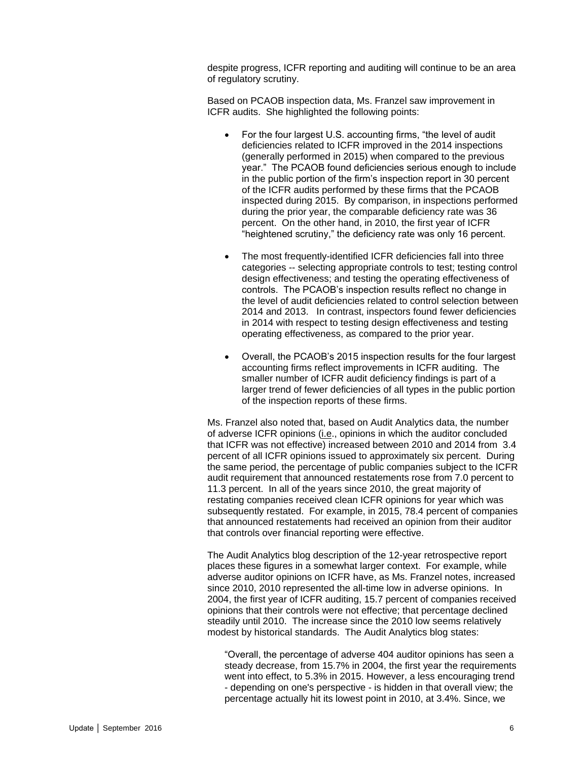despite progress, ICFR reporting and auditing will continue to be an area of regulatory scrutiny.

Based on PCAOB inspection data, Ms. Franzel saw improvement in ICFR audits. She highlighted the following points:

- For the four largest U.S. accounting firms, "the level of audit deficiencies related to ICFR improved in the 2014 inspections (generally performed in 2015) when compared to the previous year." The PCAOB found deficiencies serious enough to include in the public portion of the firm's inspection report in 30 percent of the ICFR audits performed by these firms that the PCAOB inspected during 2015. By comparison, in inspections performed during the prior year, the comparable deficiency rate was 36 percent. On the other hand, in 2010, the first year of ICFR "heightened scrutiny," the deficiency rate was only 16 percent.

- The most frequently-identified ICFR deficiencies fall into three categories -- selecting appropriate controls to test; testing control design effectiveness; and testing the operating effectiveness of controls. The PCAOB's inspection results reflect no change in the level of audit deficiencies related to control selection between 2014 and 2013. In contrast, inspectors found fewer deficiencies in 2014 with respect to testing design effectiveness and testing operating effectiveness, as compared to the prior year.

- Overall, the PCAOB's 2015 inspection results for the four largest accounting firms reflect improvements in ICFR auditing. The smaller number of ICFR audit deficiency findings is part of a larger trend of fewer deficiencies of all types in the public portion of the inspection reports of these firms.

Ms. Franzel also noted that, based on Audit Analytics data, the number of adverse ICFR opinions (i.e., opinions in which the auditor concluded that ICFR was not effective) increased between 2010 and 2014 from 3.4 percent of all ICFR opinions issued to approximately six percent. During the same period, the percentage of public companies subject to the ICFR audit requirement that announced restatements rose from 7.0 percent to 11.3 percent. In all of the years since 2010, the great majority of restating companies received clean ICFR opinions for year which was subsequently restated. For example, in 2015, 78.4 percent of companies that announced restatements had received an opinion from their auditor that controls over financial reporting were effective.

The Audit Analytics blog description of the 12-year retrospective report places these figures in a somewhat larger context. For example, while adverse auditor opinions on ICFR have, as Ms. Franzel notes, increased since 2010, 2010 represented the all-time low in adverse opinions. In 2004, the first year of ICFR auditing, 15.7 percent of companies received opinions that their controls were not effective; that percentage declined steadily until 2010. The increase since the 2010 low seems relatively modest by historical standards. The Audit Analytics blog states:

> "Overall, the percentage of adverse 404 auditor opinions has seen a steady decrease, from 15.7% in 2004, the first year the requirements went into effect, to 5.3% in 2015. However, a less encouraging trend - depending on one's perspective - is hidden in that overall view; the percentage actually hit its lowest point in 2010, at 3.4%. Since, we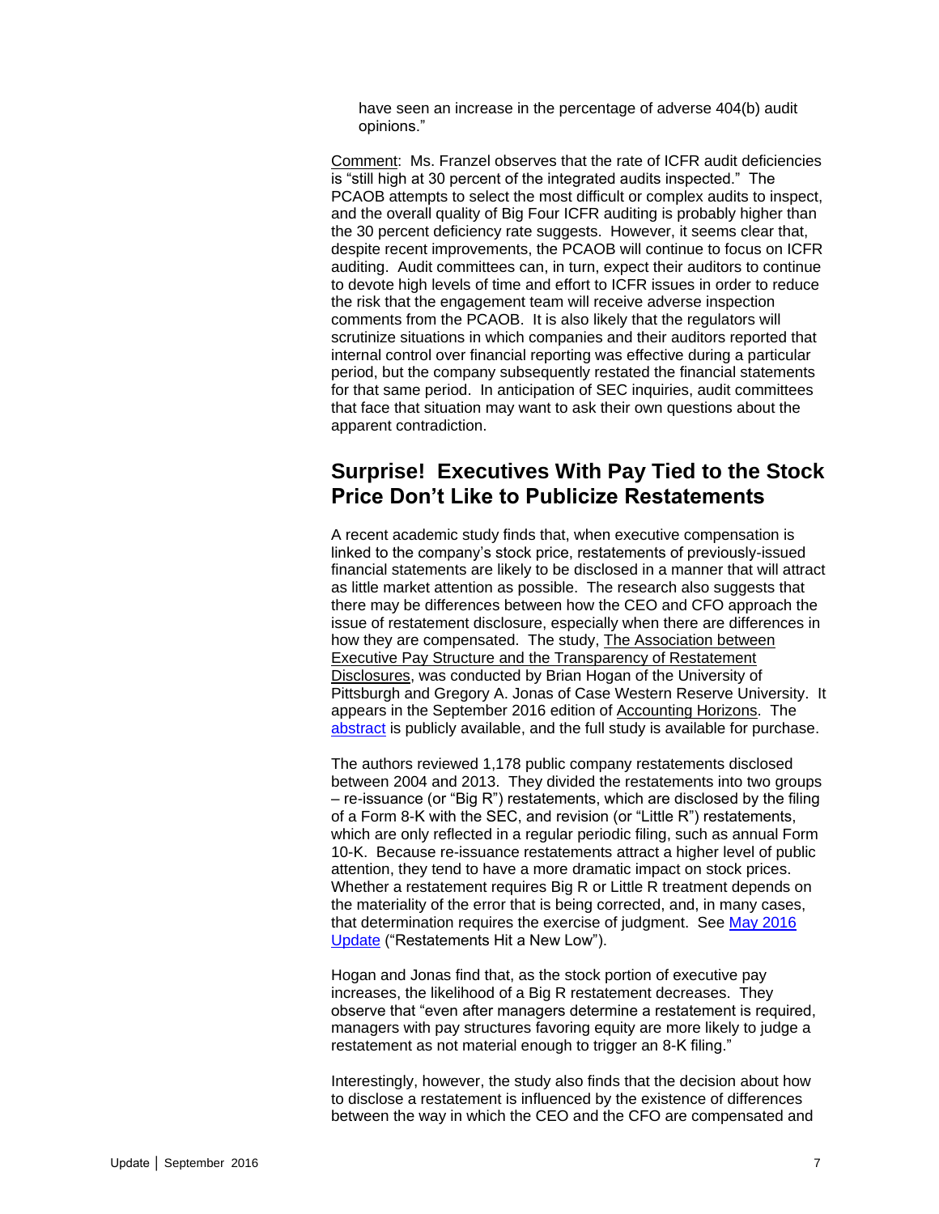have seen an increase in the percentage of adverse 404(b) audit opinions."

Comment: Ms. Franzel observes that the rate of ICFR audit deficiencies is "still high at 30 percent of the integrated audits inspected." The PCAOB attempts to select the most difficult or complex audits to inspect, and the overall quality of Big Four ICFR auditing is probably higher than the 30 percent deficiency rate suggests. However, it seems clear that, despite recent improvements, the PCAOB will continue to focus on ICFR auditing. Audit committees can, in turn, expect their auditors to continue to devote high levels of time and effort to ICFR issues in order to reduce the risk that the engagement team will receive adverse inspection comments from the PCAOB. It is also likely that the regulators will scrutinize situations in which companies and their auditors reported that internal control over financial reporting was effective during a particular period, but the company subsequently restated the financial statements for that same period. In anticipation of SEC inquiries, audit committees that face that situation may want to ask their own questions about the apparent contradiction.

## Surprise! Executives With Pay Tied to the Stock Price Don't Like to Publicize Restatements

A recent academic study finds that, when executive compensation is linked to the company's stock price, restatements of previously-issued financial statements are likely to be disclosed in a manner that will attract as little market attention as possible. The research also suggests that there may be differences between how the CEO and CFO approach the issue of restatement disclosure, especially when there are differences in how they are compensated. The study, The Association between Executive Pay Structure and the Transparency of Restatement Disclosures, was conducted by Brian Hogan of the University of Pittsburgh and Gregory A. Jonas of Case Western Reserve University. It appears in the September 2016 edition of Accounting Horizons. The abstract is publicly available, and the full study is available for purchase.

The authors reviewed 1,178 public company restatements disclosed between 2004 and 2013. They divided the restatements into two groups – re-issuance (or "Big R") restatements, which are disclosed by the filing of a Form 8-K with the SEC, and revision (or "Little R") restatements, which are only reflected in a regular periodic filing, such as annual Form 10-K. Because re-issuance restatements attract a higher level of public attention, they tend to have a more dramatic impact on stock prices. Whether a restatement requires Big R or Little R treatment depends on the materiality of the error that is being corrected, and, in many cases, that determination requires the exercise of judgment. See May 2016 Update ("Restatements Hit a New Low").

Hogan and Jonas find that, as the stock portion of executive pay increases, the likelihood of a Big R restatement decreases. They observe that "even after managers determine a restatement is required, managers with pay structures favoring equity are more likely to judge a restatement as not material enough to trigger an 8-K filing."

Interestingly, however, the study also finds that the decision about how to disclose a restatement is influenced by the existence of differences between the way in which the CEO and the CFO are compensated and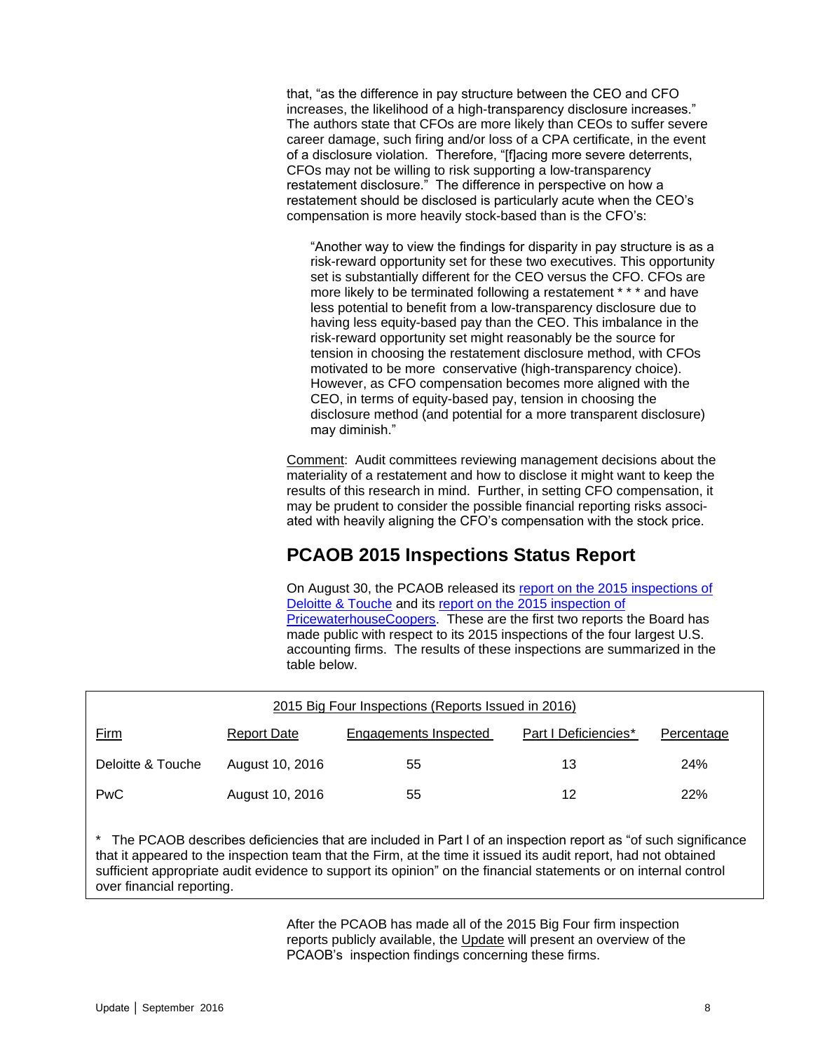that, "as the difference in pay structure between the CEO and CFO increases, the likelihood of a high-transparency disclosure increases." The authors state that CFOs are more likely than CEOs to suffer severe career damage, such firing and/or loss of a CPA certificate, in the event of a disclosure violation. Therefore, "[f]acing more severe deterrents, CFOs may not be willing to risk supporting a low-transparency restatement disclosure." The difference in perspective on how a restatement should be disclosed is particularly acute when the CEO's compensation is more heavily stock-based than is the CFO's:

> "Another way to view the findings for disparity in pay structure is as a risk-reward opportunity set for these two executives. This opportunity set is substantially different for the CEO versus the CFO. CFOs are more likely to be terminated following a restatement * * * and have less potential to benefit from a low-transparency disclosure due to having less equity-based pay than the CEO. This imbalance in the risk-reward opportunity set might reasonably be the source for tension in choosing the restatement disclosure method, with CFOs motivated to be more conservative (high-transparency choice). However, as CFO compensation becomes more aligned with the CEO, in terms of equity-based pay, tension in choosing the disclosure method (and potential for a more transparent disclosure) may diminish."

Comment: Audit committees reviewing management decisions about the materiality of a restatement and how to disclose it might want to keep the results of this research in mind. Further, in setting CFO compensation, it may be prudent to consider the possible financial reporting risks associated with heavily aligning the CFO's compensation with the stock price.

## PCAOB 2015 Inspections Status Report

On August 30, the PCAOB released its report on the 2015 inspections of Deloitte & Touche and its report on the 2015 inspection of PricewaterhouseCoopers. These are the first two reports the Board has made public with respect to its 2015 inspections of the four largest U.S. accounting firms. The results of these inspections are summarized in the table below.

2015 Big Four Inspections (Reports Issued in 2016)

| Firm | Report Date | Engagements Inspected | Part I Deficiencies* | Percentage |
|---|---|---|---|---|
| Deloitte & Touche | August 10, 2016 | 55 | 13 | 24% |
| PwC | August 10, 2016 | 55 | 12 | 22% |

\* The PCAOB describes deficiencies that are included in Part I of an inspection report as "of such significance that it appeared to the inspection team that the Firm, at the time it issued its audit report, had not obtained sufficient appropriate audit evidence to support its opinion" on the financial statements or on internal control over financial reporting.

After the PCAOB has made all of the 2015 Big Four firm inspection reports publicly available, the Update will present an overview of the PCAOB's inspection findings concerning these firms.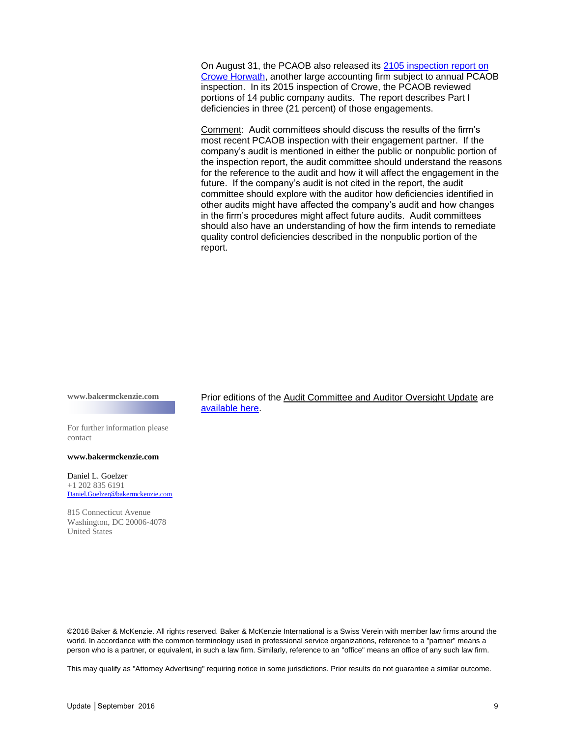On August 31, the PCAOB also released its 2105 inspection report on Crowe Horwath, another large accounting firm subject to annual PCAOB inspection. In its 2015 inspection of Crowe, the PCAOB reviewed portions of 14 public company audits. The report describes Part I deficiencies in three (21 percent) of those engagements.

Comment: Audit committees should discuss the results of the firm's most recent PCAOB inspection with their engagement partner. If the company's audit is mentioned in either the public or nonpublic portion of the inspection report, the audit committee should understand the reasons for the reference to the audit and how it will affect the engagement in the future. If the company's audit is not cited in the report, the audit committee should explore with the auditor how deficiencies identified in other audits might have affected the company's audit and how changes in the firm's procedures might affect future audits. Audit committees should also have an understanding of how the firm intends to remediate quality control deficiencies described in the nonpublic portion of the report.

Prior editions of the Audit Committee and Auditor Oversight Update are available here.

www.bakermckenzie.com

For further information please contact

**www.bakermckenzie.com**

Daniel L. Goelzer
+1 202 835 6191
Daniel.Goelzer@bakermckenzie.com

815 Connecticut Avenue
Washington, DC 20006-4078
United States

©2016 Baker & McKenzie. All rights reserved. Baker & McKenzie International is a Swiss Verein with member law firms around the world. In accordance with the common terminology used in professional service organizations, reference to a "partner" means a person who is a partner, or equivalent, in such a law firm. Similarly, reference to an "office" means an office of any such law firm.

This may qualify as "Attorney Advertising" requiring notice in some jurisdictions. Prior results do not guarantee a similar outcome.